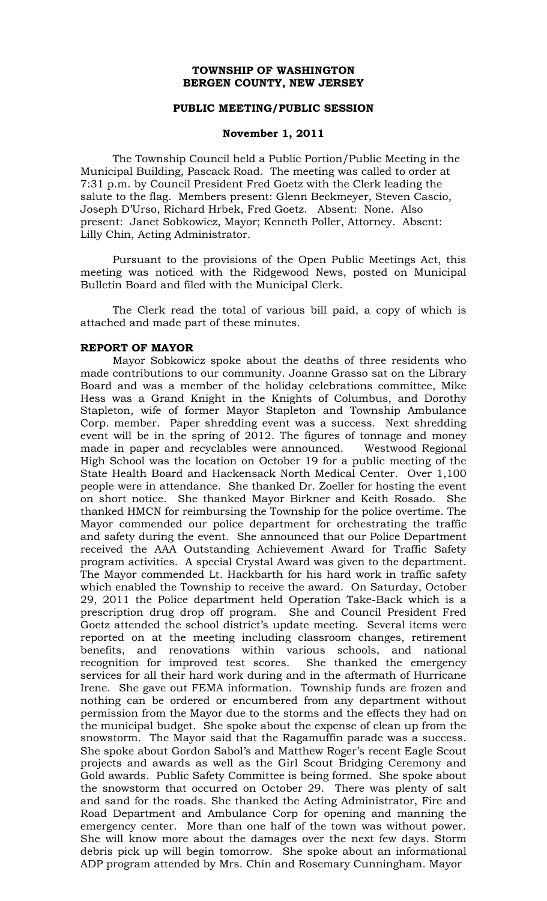**TOWNSHIP OF WASHINGTON**
**BERGEN COUNTY, NEW JERSEY**

**PUBLIC MEETING/PUBLIC SESSION**

**November 1, 2011**

The Township Council held a Public Portion/Public Meeting in the Municipal Building, Pascack Road. The meeting was called to order at 7:31 p.m. by Council President Fred Goetz with the Clerk leading the salute to the flag. Members present: Glenn Beckmeyer, Steven Cascio, Joseph D'Urso, Richard Hrbek, Fred Goetz. Absent: None. Also present: Janet Sobkowicz, Mayor; Kenneth Poller, Attorney. Absent: Lilly Chin, Acting Administrator.

Pursuant to the provisions of the Open Public Meetings Act, this meeting was noticed with the Ridgewood News, posted on Municipal Bulletin Board and filed with the Municipal Clerk.

The Clerk read the total of various bill paid, a copy of which is attached and made part of these minutes.

**REPORT OF MAYOR**

Mayor Sobkowicz spoke about the deaths of three residents who made contributions to our community. Joanne Grasso sat on the Library Board and was a member of the holiday celebrations committee, Mike Hess was a Grand Knight in the Knights of Columbus, and Dorothy Stapleton, wife of former Mayor Stapleton and Township Ambulance Corp. member. Paper shredding event was a success. Next shredding event will be in the spring of 2012. The figures of tonnage and money made in paper and recyclables were announced. Westwood Regional High School was the location on October 19 for a public meeting of the State Health Board and Hackensack North Medical Center. Over 1,100 people were in attendance. She thanked Dr. Zoeller for hosting the event on short notice. She thanked Mayor Birkner and Keith Rosado. She thanked HMCN for reimbursing the Township for the police overtime. The Mayor commended our police department for orchestrating the traffic and safety during the event. She announced that our Police Department received the AAA Outstanding Achievement Award for Traffic Safety program activities. A special Crystal Award was given to the department. The Mayor commended Lt. Hackbarth for his hard work in traffic safety which enabled the Township to receive the award. On Saturday, October 29, 2011 the Police department held Operation Take-Back which is a prescription drug drop off program. She and Council President Fred Goetz attended the school district's update meeting. Several items were reported on at the meeting including classroom changes, retirement benefits, and renovations within various schools, and national recognition for improved test scores. She thanked the emergency services for all their hard work during and in the aftermath of Hurricane Irene. She gave out FEMA information. Township funds are frozen and nothing can be ordered or encumbered from any department without permission from the Mayor due to the storms and the effects they had on the municipal budget. She spoke about the expense of clean up from the snowstorm. The Mayor said that the Ragamuffin parade was a success. She spoke about Gordon Sabol's and Matthew Roger's recent Eagle Scout projects and awards as well as the Girl Scout Bridging Ceremony and Gold awards. Public Safety Committee is being formed. She spoke about the snowstorm that occurred on October 29. There was plenty of salt and sand for the roads. She thanked the Acting Administrator, Fire and Road Department and Ambulance Corp for opening and manning the emergency center. More than one half of the town was without power. She will know more about the damages over the next few days. Storm debris pick up will begin tomorrow. She spoke about an informational ADP program attended by Mrs. Chin and Rosemary Cunningham. Mayor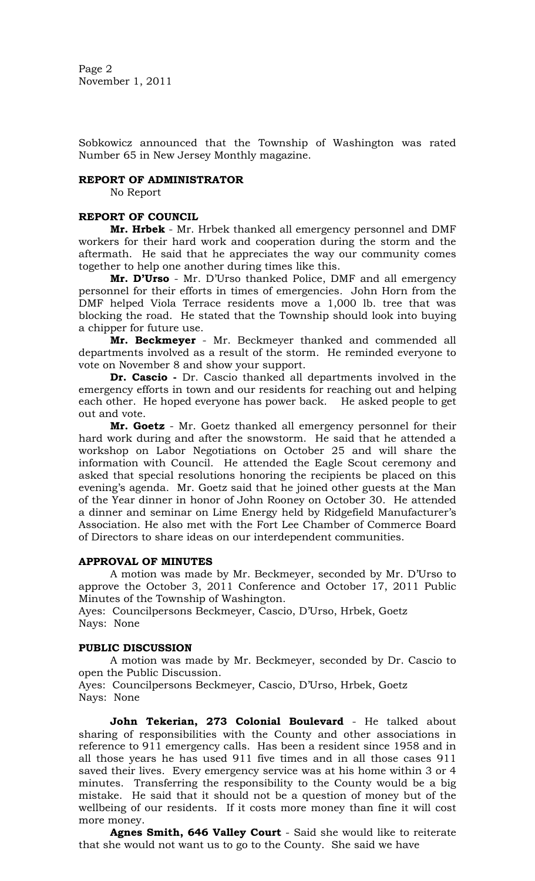Sobkowicz announced that the Township of Washington was rated Number 65 in New Jersey Monthly magazine.

**REPORT OF ADMINISTRATOR**

No Report

**REPORT OF COUNCIL**

**Mr. Hrbek** - Mr. Hrbek thanked all emergency personnel and DMF workers for their hard work and cooperation during the storm and the aftermath. He said that he appreciates the way our community comes together to help one another during times like this.

**Mr. D'Urso** - Mr. D'Urso thanked Police, DMF and all emergency personnel for their efforts in times of emergencies. John Horn from the DMF helped Viola Terrace residents move a 1,000 lb. tree that was blocking the road. He stated that the Township should look into buying a chipper for future use.

**Mr. Beckmeyer** - Mr. Beckmeyer thanked and commended all departments involved as a result of the storm. He reminded everyone to vote on November 8 and show your support.

**Dr. Cascio -** Dr. Cascio thanked all departments involved in the emergency efforts in town and our residents for reaching out and helping each other. He hoped everyone has power back. He asked people to get out and vote.

**Mr. Goetz** - Mr. Goetz thanked all emergency personnel for their hard work during and after the snowstorm. He said that he attended a workshop on Labor Negotiations on October 25 and will share the information with Council. He attended the Eagle Scout ceremony and asked that special resolutions honoring the recipients be placed on this evening's agenda. Mr. Goetz said that he joined other guests at the Man of the Year dinner in honor of John Rooney on October 30. He attended a dinner and seminar on Lime Energy held by Ridgefield Manufacturer's Association. He also met with the Fort Lee Chamber of Commerce Board of Directors to share ideas on our interdependent communities.

**APPROVAL OF MINUTES**

A motion was made by Mr. Beckmeyer, seconded by Mr. D'Urso to approve the October 3, 2011 Conference and October 17, 2011 Public Minutes of the Township of Washington.

Ayes: Councilpersons Beckmeyer, Cascio, D'Urso, Hrbek, Goetz
Nays: None

**PUBLIC DISCUSSION**

A motion was made by Mr. Beckmeyer, seconded by Dr. Cascio to open the Public Discussion.

Ayes: Councilpersons Beckmeyer, Cascio, D'Urso, Hrbek, Goetz
Nays: None

**John Tekerian, 273 Colonial Boulevard** - He talked about sharing of responsibilities with the County and other associations in reference to 911 emergency calls. Has been a resident since 1958 and in all those years he has used 911 five times and in all those cases 911 saved their lives. Every emergency service was at his home within 3 or 4 minutes. Transferring the responsibility to the County would be a big mistake. He said that it should not be a question of money but of the wellbeing of our residents. If it costs more money than fine it will cost more money.

**Agnes Smith, 646 Valley Court** - Said she would like to reiterate that she would not want us to go to the County. She said we have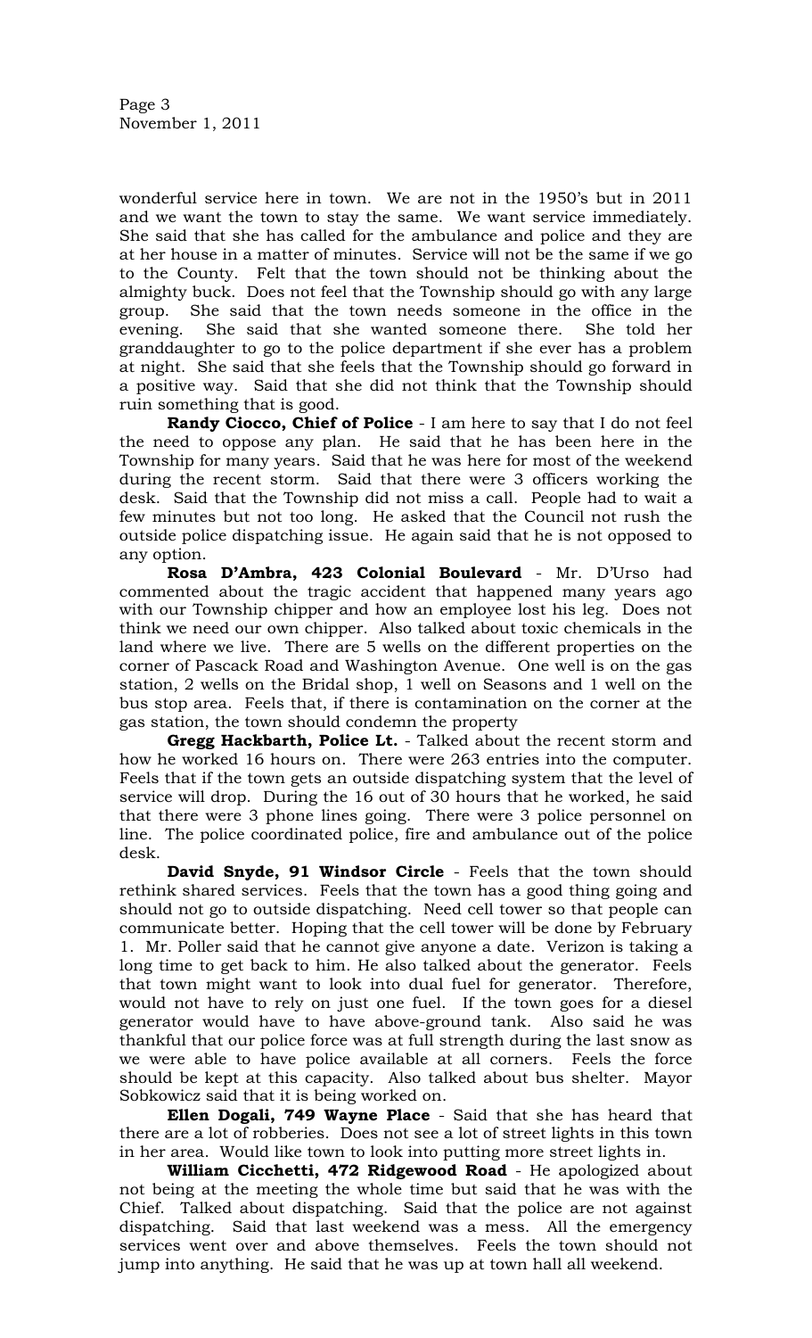wonderful service here in town. We are not in the 1950's but in 2011 and we want the town to stay the same. We want service immediately. She said that she has called for the ambulance and police and they are at her house in a matter of minutes. Service will not be the same if we go to the County. Felt that the town should not be thinking about the almighty buck. Does not feel that the Township should go with any large group. She said that the town needs someone in the office in the evening. She said that she wanted someone there. She told her granddaughter to go to the police department if she ever has a problem at night. She said that she feels that the Township should go forward in a positive way. Said that she did not think that the Township should ruin something that is good.

**Randy Ciocco, Chief of Police** - I am here to say that I do not feel the need to oppose any plan. He said that he has been here in the Township for many years. Said that he was here for most of the weekend during the recent storm. Said that there were 3 officers working the desk. Said that the Township did not miss a call. People had to wait a few minutes but not too long. He asked that the Council not rush the outside police dispatching issue. He again said that he is not opposed to any option.

**Rosa D'Ambra, 423 Colonial Boulevard** - Mr. D'Urso had commented about the tragic accident that happened many years ago with our Township chipper and how an employee lost his leg. Does not think we need our own chipper. Also talked about toxic chemicals in the land where we live. There are 5 wells on the different properties on the corner of Pascack Road and Washington Avenue. One well is on the gas station, 2 wells on the Bridal shop, 1 well on Seasons and 1 well on the bus stop area. Feels that, if there is contamination on the corner at the gas station, the town should condemn the property

**Gregg Hackbarth, Police Lt.** - Talked about the recent storm and how he worked 16 hours on. There were 263 entries into the computer. Feels that if the town gets an outside dispatching system that the level of service will drop. During the 16 out of 30 hours that he worked, he said that there were 3 phone lines going. There were 3 police personnel on line. The police coordinated police, fire and ambulance out of the police desk.

**David Snyde, 91 Windsor Circle** - Feels that the town should rethink shared services. Feels that the town has a good thing going and should not go to outside dispatching. Need cell tower so that people can communicate better. Hoping that the cell tower will be done by February 1. Mr. Poller said that he cannot give anyone a date. Verizon is taking a long time to get back to him. He also talked about the generator. Feels that town might want to look into dual fuel for generator. Therefore, would not have to rely on just one fuel. If the town goes for a diesel generator would have to have above-ground tank. Also said he was thankful that our police force was at full strength during the last snow as we were able to have police available at all corners. Feels the force should be kept at this capacity. Also talked about bus shelter. Mayor Sobkowicz said that it is being worked on.

**Ellen Dogali, 749 Wayne Place** - Said that she has heard that there are a lot of robberies. Does not see a lot of street lights in this town in her area. Would like town to look into putting more street lights in.

**William Cicchetti, 472 Ridgewood Road** - He apologized about not being at the meeting the whole time but said that he was with the Chief. Talked about dispatching. Said that the police are not against dispatching. Said that last weekend was a mess. All the emergency services went over and above themselves. Feels the town should not jump into anything. He said that he was up at town hall all weekend.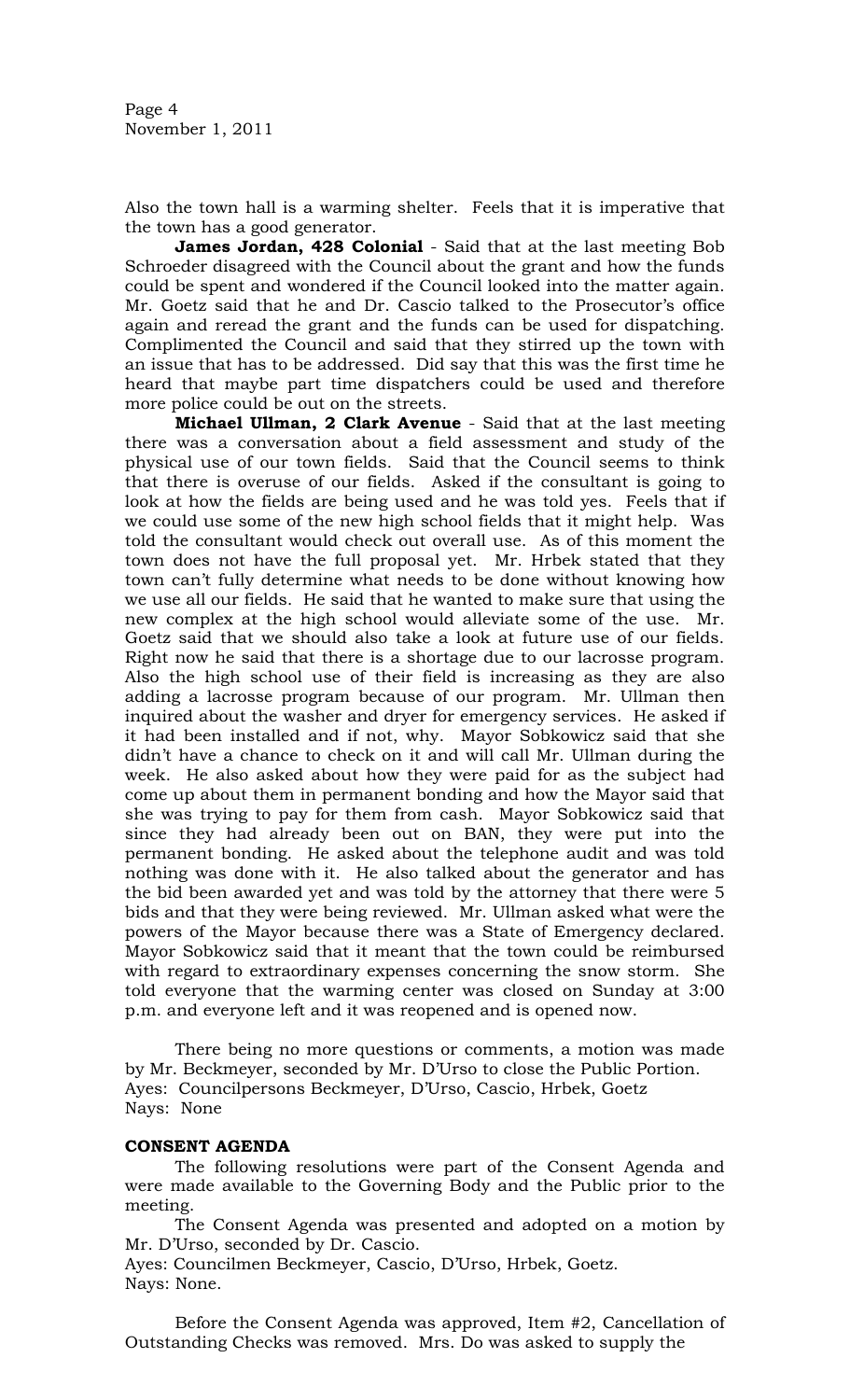Also the town hall is a warming shelter. Feels that it is imperative that the town has a good generator.

**James Jordan, 428 Colonial** - Said that at the last meeting Bob Schroeder disagreed with the Council about the grant and how the funds could be spent and wondered if the Council looked into the matter again. Mr. Goetz said that he and Dr. Cascio talked to the Prosecutor's office again and reread the grant and the funds can be used for dispatching. Complimented the Council and said that they stirred up the town with an issue that has to be addressed. Did say that this was the first time he heard that maybe part time dispatchers could be used and therefore more police could be out on the streets.

**Michael Ullman, 2 Clark Avenue** - Said that at the last meeting there was a conversation about a field assessment and study of the physical use of our town fields. Said that the Council seems to think that there is overuse of our fields. Asked if the consultant is going to look at how the fields are being used and he was told yes. Feels that if we could use some of the new high school fields that it might help. Was told the consultant would check out overall use. As of this moment the town does not have the full proposal yet. Mr. Hrbek stated that they town can't fully determine what needs to be done without knowing how we use all our fields. He said that he wanted to make sure that using the new complex at the high school would alleviate some of the use. Mr. Goetz said that we should also take a look at future use of our fields. Right now he said that there is a shortage due to our lacrosse program. Also the high school use of their field is increasing as they are also adding a lacrosse program because of our program. Mr. Ullman then inquired about the washer and dryer for emergency services. He asked if it had been installed and if not, why. Mayor Sobkowicz said that she didn't have a chance to check on it and will call Mr. Ullman during the week. He also asked about how they were paid for as the subject had come up about them in permanent bonding and how the Mayor said that she was trying to pay for them from cash. Mayor Sobkowicz said that since they had already been out on BAN, they were put into the permanent bonding. He asked about the telephone audit and was told nothing was done with it. He also talked about the generator and has the bid been awarded yet and was told by the attorney that there were 5 bids and that they were being reviewed. Mr. Ullman asked what were the powers of the Mayor because there was a State of Emergency declared. Mayor Sobkowicz said that it meant that the town could be reimbursed with regard to extraordinary expenses concerning the snow storm. She told everyone that the warming center was closed on Sunday at 3:00 p.m. and everyone left and it was reopened and is opened now.

There being no more questions or comments, a motion was made by Mr. Beckmeyer, seconded by Mr. D'Urso to close the Public Portion.
Ayes: Councilpersons Beckmeyer, D'Urso, Cascio, Hrbek, Goetz
Nays: None

## CONSENT AGENDA

The following resolutions were part of the Consent Agenda and were made available to the Governing Body and the Public prior to the meeting.

The Consent Agenda was presented and adopted on a motion by Mr. D'Urso, seconded by Dr. Cascio.
Ayes: Councilmen Beckmeyer, Cascio, D'Urso, Hrbek, Goetz.
Nays: None.

Before the Consent Agenda was approved, Item #2, Cancellation of Outstanding Checks was removed. Mrs. Do was asked to supply the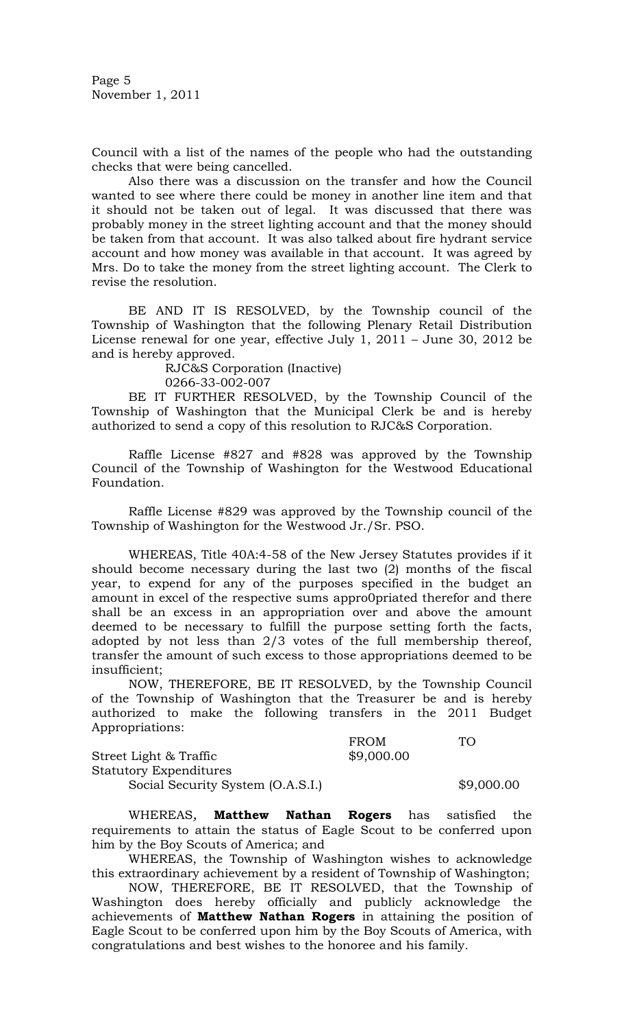Council with a list of the names of the people who had the outstanding checks that were being cancelled.

Also there was a discussion on the transfer and how the Council wanted to see where there could be money in another line item and that it should not be taken out of legal. It was discussed that there was probably money in the street lighting account and that the money should be taken from that account. It was also talked about fire hydrant service account and how money was available in that account. It was agreed by Mrs. Do to take the money from the street lighting account. The Clerk to revise the resolution.

BE AND IT IS RESOLVED, by the Township council of the Township of Washington that the following Plenary Retail Distribution License renewal for one year, effective July 1, 2011 – June 30, 2012 be and is hereby approved.

RJC&S Corporation (Inactive)
0266-33-002-007

BE IT FURTHER RESOLVED, by the Township Council of the Township of Washington that the Municipal Clerk be and is hereby authorized to send a copy of this resolution to RJC&S Corporation.

Raffle License #827 and #828 was approved by the Township Council of the Township of Washington for the Westwood Educational Foundation.

Raffle License #829 was approved by the Township council of the Township of Washington for the Westwood Jr./Sr. PSO.

WHEREAS, Title 40A:4-58 of the New Jersey Statutes provides if it should become necessary during the last two (2) months of the fiscal year, to expend for any of the purposes specified in the budget an amount in excel of the respective sums appro0priated therefor and there shall be an excess in an appropriation over and above the amount deemed to be necessary to fulfill the purpose setting forth the facts, adopted by not less than 2/3 votes of the full membership thereof, transfer the amount of such excess to those appropriations deemed to be insufficient;

NOW, THEREFORE, BE IT RESOLVED, by the Township Council of the Township of Washington that the Treasurer be and is hereby authorized to make the following transfers in the 2011 Budget Appropriations:

| | FROM | TO |
|---|---|---|
| Street Light & Traffic | $9,000.00 | |
| Statutory Expenditures | | |
| Social Security System (O.A.S.I.) | | $9,000.00 |

WHEREAS, **Matthew Nathan Rogers** has satisfied the requirements to attain the status of Eagle Scout to be conferred upon him by the Boy Scouts of America; and

WHEREAS, the Township of Washington wishes to acknowledge this extraordinary achievement by a resident of Township of Washington;

NOW, THEREFORE, BE IT RESOLVED, that the Township of Washington does hereby officially and publicly acknowledge the achievements of **Matthew Nathan Rogers** in attaining the position of Eagle Scout to be conferred upon him by the Boy Scouts of America, with congratulations and best wishes to the honoree and his family.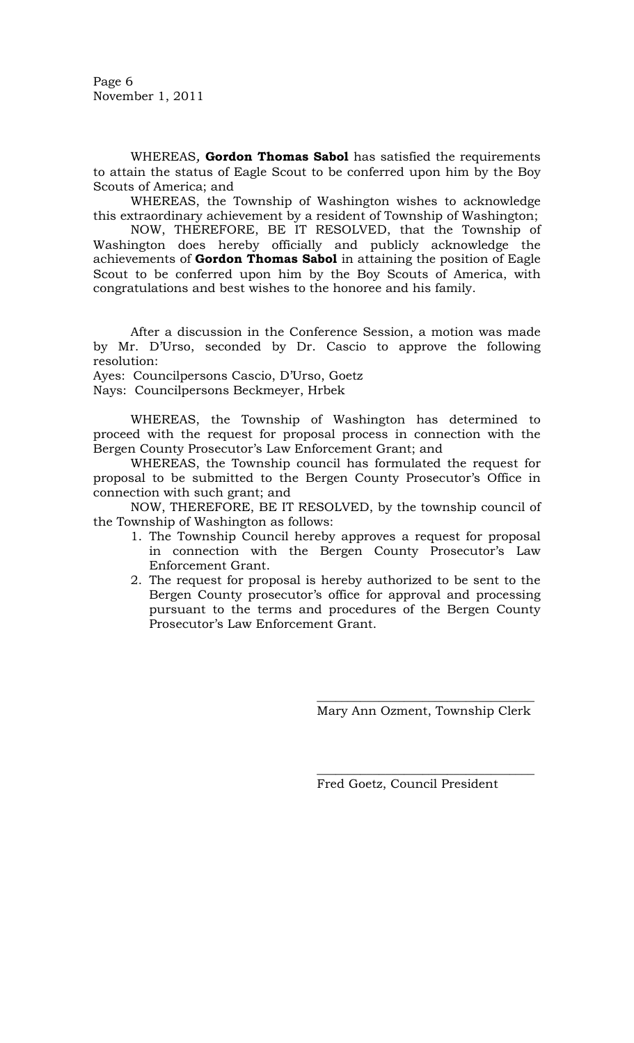WHEREAS, **Gordon Thomas Sabol** has satisfied the requirements to attain the status of Eagle Scout to be conferred upon him by the Boy Scouts of America; and

WHEREAS, the Township of Washington wishes to acknowledge this extraordinary achievement by a resident of Township of Washington;

NOW, THEREFORE, BE IT RESOLVED, that the Township of Washington does hereby officially and publicly acknowledge the achievements of **Gordon Thomas Sabol** in attaining the position of Eagle Scout to be conferred upon him by the Boy Scouts of America, with congratulations and best wishes to the honoree and his family.

After a discussion in the Conference Session, a motion was made by Mr. D'Urso, seconded by Dr. Cascio to approve the following resolution:

Ayes: Councilpersons Cascio, D'Urso, Goetz
Nays: Councilpersons Beckmeyer, Hrbek

WHEREAS, the Township of Washington has determined to proceed with the request for proposal process in connection with the Bergen County Prosecutor's Law Enforcement Grant; and

WHEREAS, the Township council has formulated the request for proposal to be submitted to the Bergen County Prosecutor's Office in connection with such grant; and

NOW, THEREFORE, BE IT RESOLVED, by the township council of the Township of Washington as follows:

1. The Township Council hereby approves a request for proposal in connection with the Bergen County Prosecutor's Law Enforcement Grant.
2. The request for proposal is hereby authorized to be sent to the Bergen County prosecutor's office for approval and processing pursuant to the terms and procedures of the Bergen County Prosecutor's Law Enforcement Grant.

_________________________________
Mary Ann Ozment, Township Clerk

_________________________________
Fred Goetz, Council President